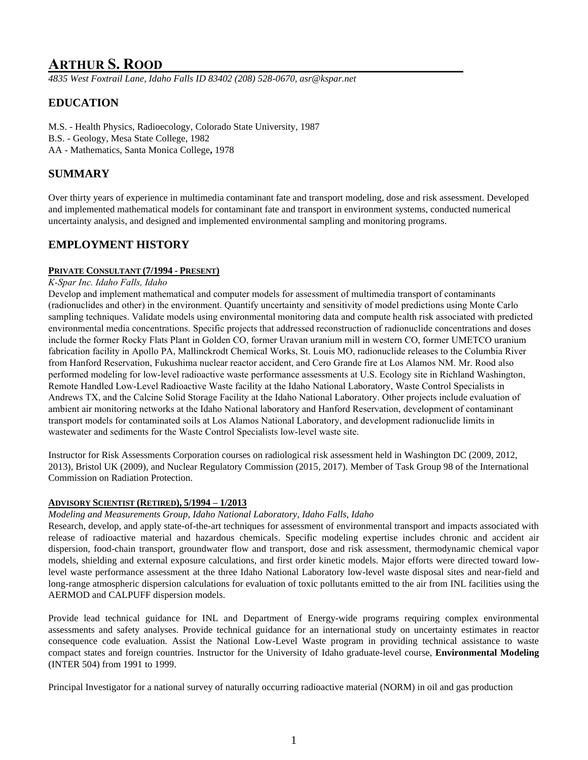# ARTHUR S. ROOD

*4835 West Foxtrail Lane, Idaho Falls ID 83402 (208) 528-0670, asr@kspar.net*

## EDUCATION

M.S. - Health Physics, Radioecology, Colorado State University, 1987
B.S. - Geology, Mesa State College, 1982
AA - Mathematics, Santa Monica College**,** 1978

## SUMMARY

Over thirty years of experience in multimedia contaminant fate and transport modeling, dose and risk assessment. Developed and implemented mathematical models for contaminant fate and transport in environment systems, conducted numerical uncertainty analysis, and designed and implemented environmental sampling and monitoring programs.

## EMPLOYMENT HISTORY

### PRIVATE CONSULTANT (7/1994 - PRESENT)

*K-Spar Inc. Idaho Falls, Idaho*

Develop and implement mathematical and computer models for assessment of multimedia transport of contaminants (radionuclides and other) in the environment. Quantify uncertainty and sensitivity of model predictions using Monte Carlo sampling techniques. Validate models using environmental monitoring data and compute health risk associated with predicted environmental media concentrations. Specific projects that addressed reconstruction of radionuclide concentrations and doses include the former Rocky Flats Plant in Golden CO, former Uravan uranium mill in western CO, former UMETCO uranium fabrication facility in Apollo PA, Mallinckrodt Chemical Works, St. Louis MO, radionuclide releases to the Columbia River from Hanford Reservation, Fukushima nuclear reactor accident, and Cero Grande fire at Los Alamos NM. Mr. Rood also performed modeling for low-level radioactive waste performance assessments at U.S. Ecology site in Richland Washington, Remote Handled Low-Level Radioactive Waste facility at the Idaho National Laboratory, Waste Control Specialists in Andrews TX, and the Calcine Solid Storage Facility at the Idaho National Laboratory. Other projects include evaluation of ambient air monitoring networks at the Idaho National laboratory and Hanford Reservation, development of contaminant transport models for contaminated soils at Los Alamos National Laboratory, and development radionuclide limits in wastewater and sediments for the Waste Control Specialists low-level waste site.

Instructor for Risk Assessments Corporation courses on radiological risk assessment held in Washington DC (2009, 2012, 2013), Bristol UK (2009), and Nuclear Regulatory Commission (2015, 2017). Member of Task Group 98 of the International Commission on Radiation Protection.

### ADVISORY SCIENTIST (RETIRED), 5/1994 – 1/2013

*Modeling and Measurements Group, Idaho National Laboratory, Idaho Falls, Idaho*

Research, develop, and apply state-of-the-art techniques for assessment of environmental transport and impacts associated with release of radioactive material and hazardous chemicals. Specific modeling expertise includes chronic and accident air dispersion, food-chain transport, groundwater flow and transport, dose and risk assessment, thermodynamic chemical vapor models, shielding and external exposure calculations, and first order kinetic models. Major efforts were directed toward low-level waste performance assessment at the three Idaho National Laboratory low-level waste disposal sites and near-field and long-range atmospheric dispersion calculations for evaluation of toxic pollutants emitted to the air from INL facilities using the AERMOD and CALPUFF dispersion models.

Provide lead technical guidance for INL and Department of Energy-wide programs requiring complex environmental assessments and safety analyses. Provide technical guidance for an international study on uncertainty estimates in reactor consequence code evaluation. Assist the National Low-Level Waste program in providing technical assistance to waste compact states and foreign countries. Instructor for the University of Idaho graduate-level course, **Environmental Modeling** (INTER 504) from 1991 to 1999.

Principal Investigator for a national survey of naturally occurring radioactive material (NORM) in oil and gas production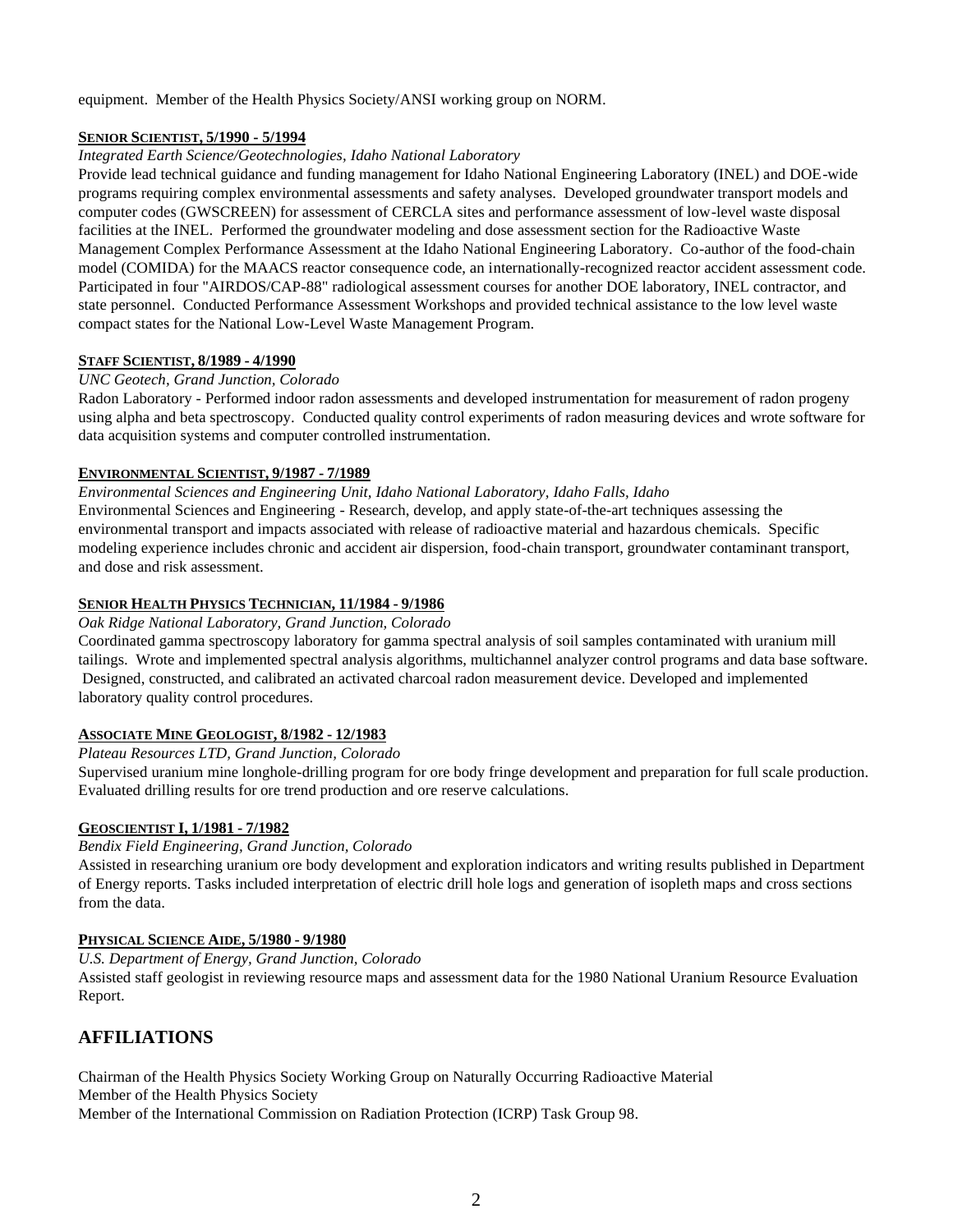equipment. Member of the Health Physics Society/ANSI working group on NORM.

**SENIOR SCIENTIST, 5/1990 - 5/1994**

*Integrated Earth Science/Geotechnologies, Idaho National Laboratory*

Provide lead technical guidance and funding management for Idaho National Engineering Laboratory (INEL) and DOE-wide programs requiring complex environmental assessments and safety analyses. Developed groundwater transport models and computer codes (GWSCREEN) for assessment of CERCLA sites and performance assessment of low-level waste disposal facilities at the INEL. Performed the groundwater modeling and dose assessment section for the Radioactive Waste Management Complex Performance Assessment at the Idaho National Engineering Laboratory. Co-author of the food-chain model (COMIDA) for the MAACS reactor consequence code, an internationally-recognized reactor accident assessment code. Participated in four "AIRDOS/CAP-88" radiological assessment courses for another DOE laboratory, INEL contractor, and state personnel. Conducted Performance Assessment Workshops and provided technical assistance to the low level waste compact states for the National Low-Level Waste Management Program.

**STAFF SCIENTIST, 8/1989 - 4/1990**

*UNC Geotech, Grand Junction, Colorado*

Radon Laboratory - Performed indoor radon assessments and developed instrumentation for measurement of radon progeny using alpha and beta spectroscopy. Conducted quality control experiments of radon measuring devices and wrote software for data acquisition systems and computer controlled instrumentation.

**ENVIRONMENTAL SCIENTIST, 9/1987 - 7/1989**

*Environmental Sciences and Engineering Unit, Idaho National Laboratory, Idaho Falls, Idaho*

Environmental Sciences and Engineering - Research, develop, and apply state-of-the-art techniques assessing the environmental transport and impacts associated with release of radioactive material and hazardous chemicals. Specific modeling experience includes chronic and accident air dispersion, food-chain transport, groundwater contaminant transport, and dose and risk assessment.

**SENIOR HEALTH PHYSICS TECHNICIAN, 11/1984 - 9/1986**

*Oak Ridge National Laboratory, Grand Junction, Colorado*

Coordinated gamma spectroscopy laboratory for gamma spectral analysis of soil samples contaminated with uranium mill tailings. Wrote and implemented spectral analysis algorithms, multichannel analyzer control programs and data base software. Designed, constructed, and calibrated an activated charcoal radon measurement device. Developed and implemented laboratory quality control procedures.

**ASSOCIATE MINE GEOLOGIST, 8/1982 - 12/1983**

*Plateau Resources LTD, Grand Junction, Colorado*

Supervised uranium mine longhole-drilling program for ore body fringe development and preparation for full scale production. Evaluated drilling results for ore trend production and ore reserve calculations.

**GEOSCIENTIST I, 1/1981 - 7/1982**

*Bendix Field Engineering, Grand Junction, Colorado*

Assisted in researching uranium ore body development and exploration indicators and writing results published in Department of Energy reports. Tasks included interpretation of electric drill hole logs and generation of isopleth maps and cross sections from the data.

**PHYSICAL SCIENCE AIDE, 5/1980 - 9/1980**

*U.S. Department of Energy, Grand Junction, Colorado*

Assisted staff geologist in reviewing resource maps and assessment data for the 1980 National Uranium Resource Evaluation Report.

## AFFILIATIONS

Chairman of the Health Physics Society Working Group on Naturally Occurring Radioactive Material
Member of the Health Physics Society
Member of the International Commission on Radiation Protection (ICRP) Task Group 98.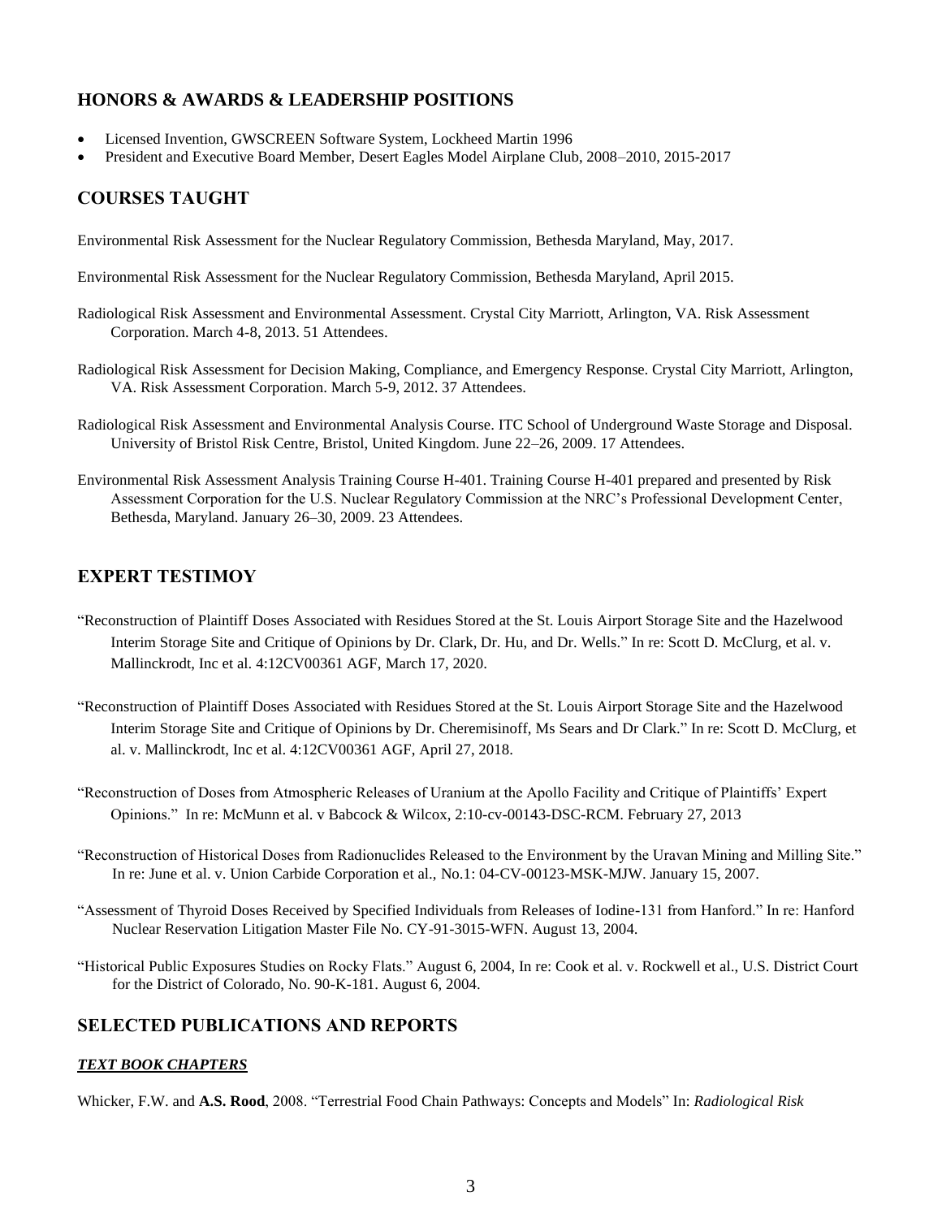## HONORS & AWARDS & LEADERSHIP POSITIONS

- Licensed Invention, GWSCREEN Software System, Lockheed Martin 1996
- President and Executive Board Member, Desert Eagles Model Airplane Club, 2008–2010, 2015-2017

## COURSES TAUGHT

Environmental Risk Assessment for the Nuclear Regulatory Commission, Bethesda Maryland, May, 2017.

Environmental Risk Assessment for the Nuclear Regulatory Commission, Bethesda Maryland, April 2015.

Radiological Risk Assessment and Environmental Assessment. Crystal City Marriott, Arlington, VA. Risk Assessment Corporation. March 4-8, 2013. 51 Attendees.

Radiological Risk Assessment for Decision Making, Compliance, and Emergency Response. Crystal City Marriott, Arlington, VA. Risk Assessment Corporation. March 5-9, 2012. 37 Attendees.

Radiological Risk Assessment and Environmental Analysis Course. ITC School of Underground Waste Storage and Disposal. University of Bristol Risk Centre, Bristol, United Kingdom. June 22–26, 2009. 17 Attendees.

Environmental Risk Assessment Analysis Training Course H-401. Training Course H-401 prepared and presented by Risk Assessment Corporation for the U.S. Nuclear Regulatory Commission at the NRC's Professional Development Center, Bethesda, Maryland. January 26–30, 2009. 23 Attendees.

## EXPERT TESTIMOY

"Reconstruction of Plaintiff Doses Associated with Residues Stored at the St. Louis Airport Storage Site and the Hazelwood Interim Storage Site and Critique of Opinions by Dr. Clark, Dr. Hu, and Dr. Wells." In re: Scott D. McClurg, et al. v. Mallinckrodt, Inc et al. 4:12CV00361 AGF, March 17, 2020.

"Reconstruction of Plaintiff Doses Associated with Residues Stored at the St. Louis Airport Storage Site and the Hazelwood Interim Storage Site and Critique of Opinions by Dr. Cheremisinoff, Ms Sears and Dr Clark." In re: Scott D. McClurg, et al. v. Mallinckrodt, Inc et al. 4:12CV00361 AGF, April 27, 2018.

"Reconstruction of Doses from Atmospheric Releases of Uranium at the Apollo Facility and Critique of Plaintiffs' Expert Opinions." In re: McMunn et al. v Babcock & Wilcox, 2:10-cv-00143-DSC-RCM. February 27, 2013

"Reconstruction of Historical Doses from Radionuclides Released to the Environment by the Uravan Mining and Milling Site." In re: June et al. v. Union Carbide Corporation et al., No.1: 04-CV-00123-MSK-MJW. January 15, 2007.

"Assessment of Thyroid Doses Received by Specified Individuals from Releases of Iodine-131 from Hanford." In re: Hanford Nuclear Reservation Litigation Master File No. CY-91-3015-WFN. August 13, 2004.

"Historical Public Exposures Studies on Rocky Flats." August 6, 2004, In re: Cook et al. v. Rockwell et al., U.S. District Court for the District of Colorado, No. 90-K-181. August 6, 2004.

## SELECTED PUBLICATIONS AND REPORTS

### ***TEXT BOOK CHAPTERS***

Whicker, F.W. and **A.S. Rood**, 2008. "Terrestrial Food Chain Pathways: Concepts and Models" In: *Radiological Risk*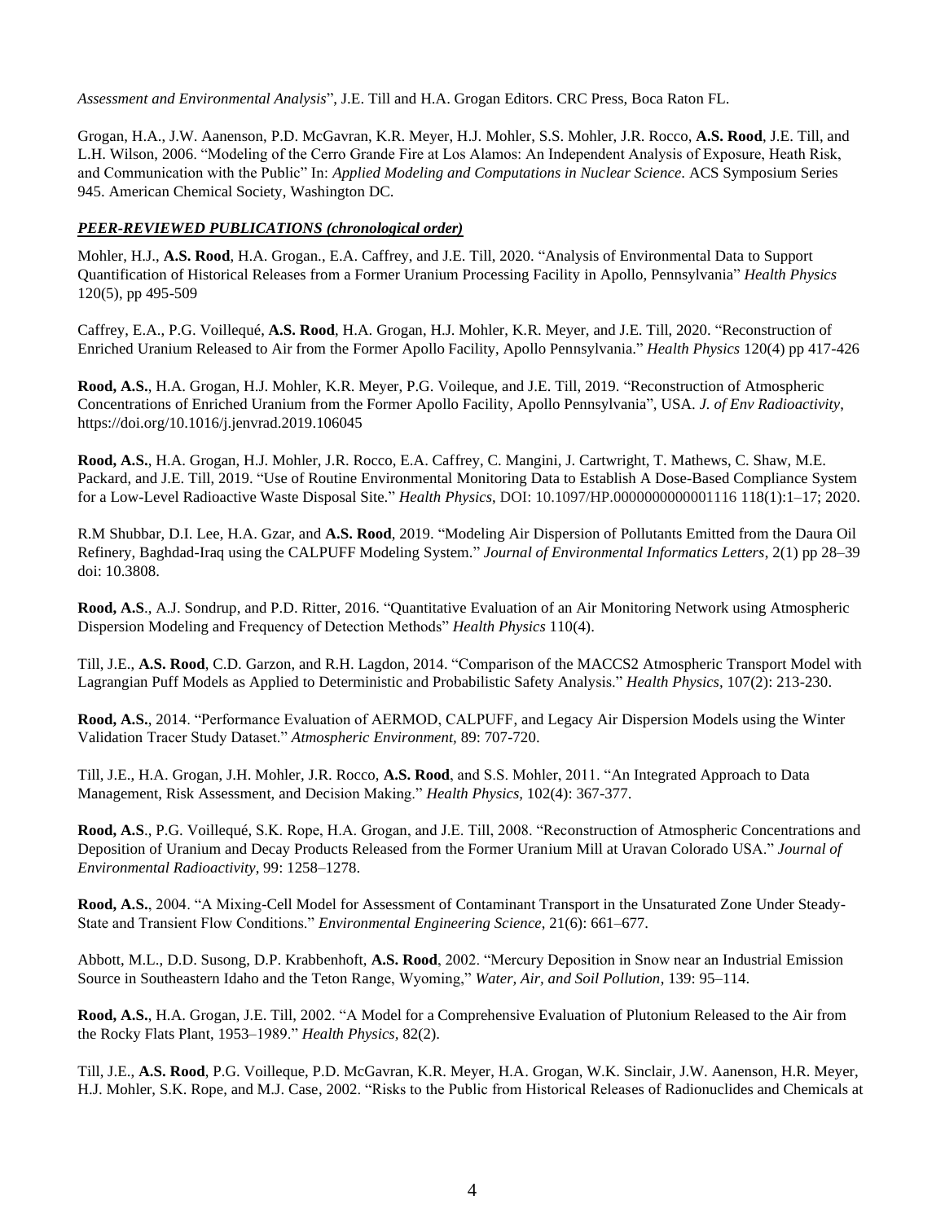*Assessment and Environmental Analysis*", J.E. Till and H.A. Grogan Editors. CRC Press, Boca Raton FL.

Grogan, H.A., J.W. Aanenson, P.D. McGavran, K.R. Meyer, H.J. Mohler, S.S. Mohler, J.R. Rocco, **A.S. Rood**, J.E. Till, and L.H. Wilson, 2006. "Modeling of the Cerro Grande Fire at Los Alamos: An Independent Analysis of Exposure, Heath Risk, and Communication with the Public" In: *Applied Modeling and Computations in Nuclear Science*. ACS Symposium Series 945. American Chemical Society, Washington DC.

***PEER-REVIEWED PUBLICATIONS (chronological order)***

Mohler, H.J., **A.S. Rood**, H.A. Grogan., E.A. Caffrey, and J.E. Till, 2020. "Analysis of Environmental Data to Support Quantification of Historical Releases from a Former Uranium Processing Facility in Apollo, Pennsylvania" *Health Physics* 120(5), pp 495-509

Caffrey, E.A., P.G. Voillequé, **A.S. Rood**, H.A. Grogan, H.J. Mohler, K.R. Meyer, and J.E. Till, 2020. "Reconstruction of Enriched Uranium Released to Air from the Former Apollo Facility, Apollo Pennsylvania." *Health Physics* 120(4) pp 417-426

**Rood, A.S.**, H.A. Grogan, H.J. Mohler, K.R. Meyer, P.G. Voileque, and J.E. Till, 2019. "Reconstruction of Atmospheric Concentrations of Enriched Uranium from the Former Apollo Facility, Apollo Pennsylvania", USA. *J. of Env Radioactivity*, https://doi.org/10.1016/j.jenvrad.2019.106045

**Rood, A.S.**, H.A. Grogan, H.J. Mohler, J.R. Rocco, E.A. Caffrey, C. Mangini, J. Cartwright, T. Mathews, C. Shaw, M.E. Packard, and J.E. Till, 2019. "Use of Routine Environmental Monitoring Data to Establish A Dose-Based Compliance System for a Low-Level Radioactive Waste Disposal Site." *Health Physics*, DOI: 10.1097/HP.0000000000001116 118(1):1–17; 2020.

R.M Shubbar, D.I. Lee, H.A. Gzar, and **A.S. Rood**, 2019. "Modeling Air Dispersion of Pollutants Emitted from the Daura Oil Refinery, Baghdad-Iraq using the CALPUFF Modeling System." *Journal of Environmental Informatics Letters*, 2(1) pp 28–39 doi: 10.3808.

**Rood, A.S**., A.J. Sondrup, and P.D. Ritter, 2016. "Quantitative Evaluation of an Air Monitoring Network using Atmospheric Dispersion Modeling and Frequency of Detection Methods" *Health Physics* 110(4).

Till, J.E., **A.S. Rood**, C.D. Garzon, and R.H. Lagdon, 2014. "Comparison of the MACCS2 Atmospheric Transport Model with Lagrangian Puff Models as Applied to Deterministic and Probabilistic Safety Analysis." *Health Physics*, 107(2): 213-230.

**Rood, A.S.**, 2014. "Performance Evaluation of AERMOD, CALPUFF, and Legacy Air Dispersion Models using the Winter Validation Tracer Study Dataset." *Atmospheric Environment*, 89: 707-720.

Till, J.E., H.A. Grogan, J.H. Mohler, J.R. Rocco, **A.S. Rood**, and S.S. Mohler, 2011. "An Integrated Approach to Data Management, Risk Assessment, and Decision Making." *Health Physics*, 102(4): 367-377.

**Rood, A.S**., P.G. Voillequé, S.K. Rope, H.A. Grogan, and J.E. Till, 2008. "Reconstruction of Atmospheric Concentrations and Deposition of Uranium and Decay Products Released from the Former Uranium Mill at Uravan Colorado USA." *Journal of Environmental Radioactivity*, 99: 1258–1278.

**Rood, A.S.**, 2004. "A Mixing-Cell Model for Assessment of Contaminant Transport in the Unsaturated Zone Under Steady-State and Transient Flow Conditions." *Environmental Engineering Science*, 21(6): 661–677.

Abbott, M.L., D.D. Susong, D.P. Krabbenhoft, **A.S. Rood**, 2002. "Mercury Deposition in Snow near an Industrial Emission Source in Southeastern Idaho and the Teton Range, Wyoming," *Water, Air, and Soil Pollution*, 139: 95–114.

**Rood, A.S.**, H.A. Grogan, J.E. Till, 2002. "A Model for a Comprehensive Evaluation of Plutonium Released to the Air from the Rocky Flats Plant, 1953–1989." *Health Physics*, 82(2).

Till, J.E., **A.S. Rood**, P.G. Voilleque, P.D. McGavran, K.R. Meyer, H.A. Grogan, W.K. Sinclair, J.W. Aanenson, H.R. Meyer, H.J. Mohler, S.K. Rope, and M.J. Case, 2002. "Risks to the Public from Historical Releases of Radionuclides and Chemicals at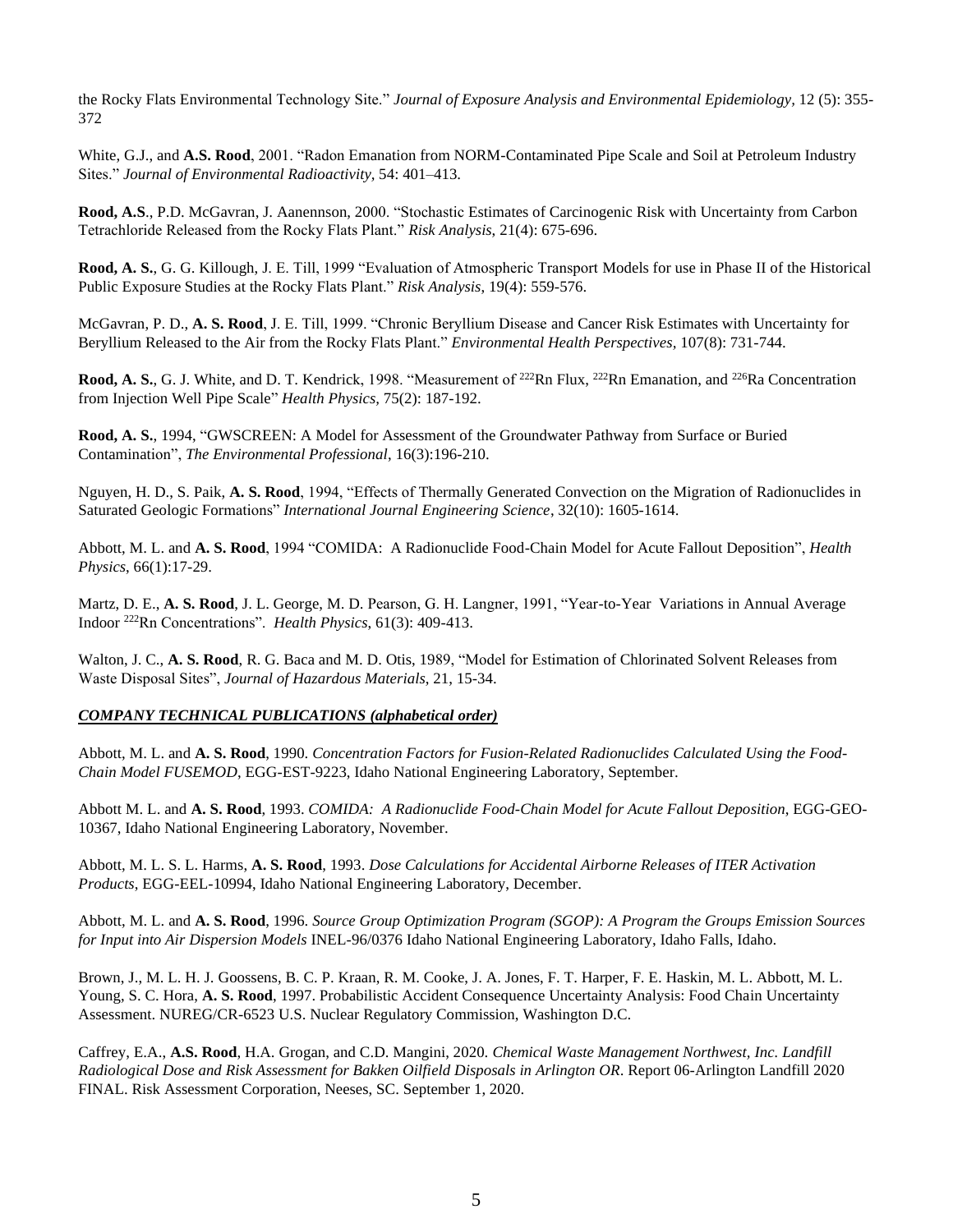the Rocky Flats Environmental Technology Site." *Journal of Exposure Analysis and Environmental Epidemiology*, 12 (5): 355-372

White, G.J., and **A.S. Rood**, 2001. "Radon Emanation from NORM-Contaminated Pipe Scale and Soil at Petroleum Industry Sites." *Journal of Environmental Radioactivity,* 54: 401–413.

**Rood, A.S**., P.D. McGavran, J. Aanennson, 2000. "Stochastic Estimates of Carcinogenic Risk with Uncertainty from Carbon Tetrachloride Released from the Rocky Flats Plant." *Risk Analysis*, 21(4): 675-696.

**Rood, A. S.**, G. G. Killough, J. E. Till, 1999 "Evaluation of Atmospheric Transport Models for use in Phase II of the Historical Public Exposure Studies at the Rocky Flats Plant." *Risk Analysis*, 19(4): 559-576.

McGavran, P. D., **A. S. Rood**, J. E. Till, 1999. "Chronic Beryllium Disease and Cancer Risk Estimates with Uncertainty for Beryllium Released to the Air from the Rocky Flats Plant." *Environmental Health Perspectives,* 107(8): 731-744.

**Rood, A. S.**, G. J. White, and D. T. Kendrick, 1998. "Measurement of $^{222}$Rn Flux, $^{222}$Rn Emanation, and $^{226}$Ra Concentration from Injection Well Pipe Scale" *Health Physics*, 75(2): 187-192.

**Rood, A. S.**, 1994, "GWSCREEN: A Model for Assessment of the Groundwater Pathway from Surface or Buried Contamination", *The Environmental Professional*, 16(3):196-210.

Nguyen, H. D., S. Paik, **A. S. Rood**, 1994, "Effects of Thermally Generated Convection on the Migration of Radionuclides in Saturated Geologic Formations" *International Journal Engineering Science*, 32(10): 1605-1614.

Abbott, M. L. and **A. S. Rood**, 1994 "COMIDA: A Radionuclide Food-Chain Model for Acute Fallout Deposition", *Health Physics*, 66(1):17-29.

Martz, D. E., **A. S. Rood**, J. L. George, M. D. Pearson, G. H. Langner, 1991, "Year-to-Year Variations in Annual Average Indoor $^{222}$Rn Concentrations". *Health Physics*, 61(3): 409-413.

Walton, J. C., **A. S. Rood**, R. G. Baca and M. D. Otis, 1989, "Model for Estimation of Chlorinated Solvent Releases from Waste Disposal Sites", *Journal of Hazardous Materials*, 21, 15-34.

***COMPANY TECHNICAL PUBLICATIONS (alphabetical order)***

Abbott, M. L. and **A. S. Rood**, 1990. *Concentration Factors for Fusion-Related Radionuclides Calculated Using the Food-Chain Model FUSEMOD*, EGG-EST-9223, Idaho National Engineering Laboratory, September.

Abbott M. L. and **A. S. Rood**, 1993. *COMIDA: A Radionuclide Food-Chain Model for Acute Fallout Deposition,* EGG-GEO-10367, Idaho National Engineering Laboratory, November.

Abbott, M. L. S. L. Harms, **A. S. Rood**, 1993. *Dose Calculations for Accidental Airborne Releases of ITER Activation Products*, EGG-EEL-10994, Idaho National Engineering Laboratory, December.

Abbott, M. L. and **A. S. Rood**, 1996. *Source Group Optimization Program (SGOP): A Program the Groups Emission Sources for Input into Air Dispersion Models* INEL-96/0376 Idaho National Engineering Laboratory, Idaho Falls, Idaho.

Brown, J., M. L. H. J. Goossens, B. C. P. Kraan, R. M. Cooke, J. A. Jones, F. T. Harper, F. E. Haskin, M. L. Abbott, M. L. Young, S. C. Hora, **A. S. Rood**, 1997. Probabilistic Accident Consequence Uncertainty Analysis: Food Chain Uncertainty Assessment. NUREG/CR-6523 U.S. Nuclear Regulatory Commission, Washington D.C.

Caffrey, E.A., **A.S. Rood**, H.A. Grogan, and C.D. Mangini, 2020. *Chemical Waste Management Northwest, Inc. Landfill Radiological Dose and Risk Assessment for Bakken Oilfield Disposals in Arlington OR*. Report 06-Arlington Landfill 2020 FINAL. Risk Assessment Corporation, Neeses, SC. September 1, 2020.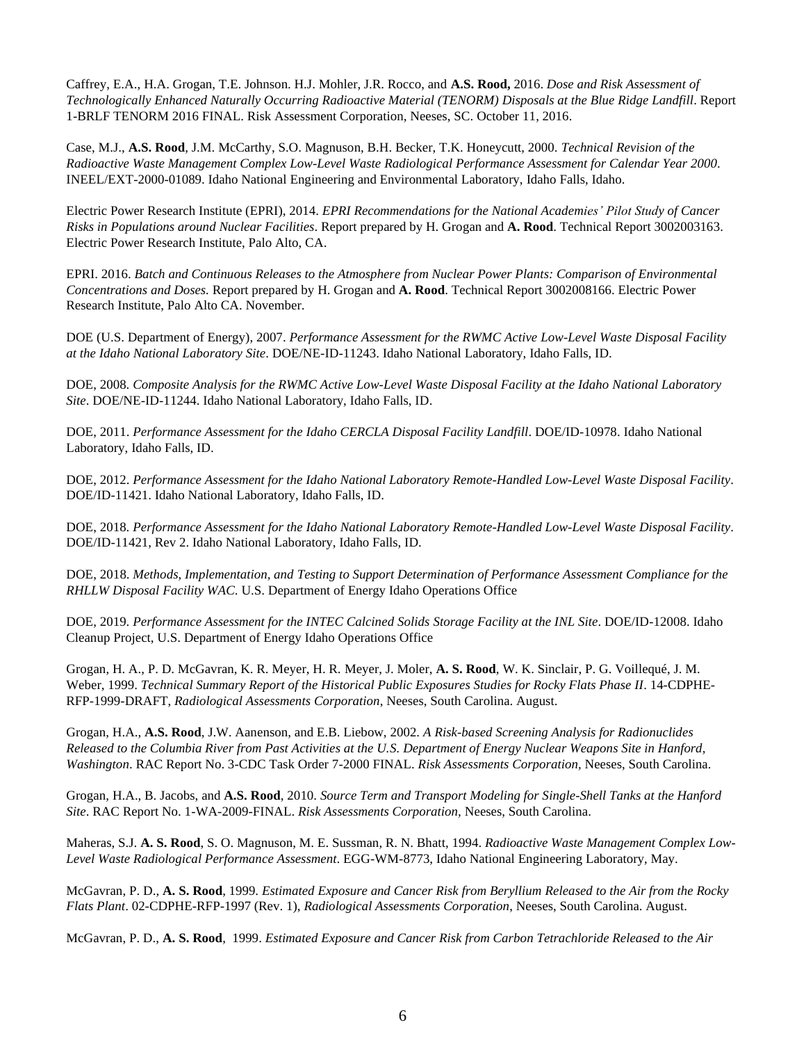Caffrey, E.A., H.A. Grogan, T.E. Johnson. H.J. Mohler, J.R. Rocco, and **A.S. Rood,** 2016. *Dose and Risk Assessment of Technologically Enhanced Naturally Occurring Radioactive Material (TENORM) Disposals at the Blue Ridge Landfill*. Report 1-BRLF TENORM 2016 FINAL. Risk Assessment Corporation, Neeses, SC. October 11, 2016.

Case, M.J., **A.S. Rood**, J.M. McCarthy, S.O. Magnuson, B.H. Becker, T.K. Honeycutt, 2000. *Technical Revision of the Radioactive Waste Management Complex Low-Level Waste Radiological Performance Assessment for Calendar Year 2000*. INEEL/EXT-2000-01089. Idaho National Engineering and Environmental Laboratory, Idaho Falls, Idaho.

Electric Power Research Institute (EPRI), 2014. *EPRI Recommendations for the National Academies' Pilot Study of Cancer Risks in Populations around Nuclear Facilities*. Report prepared by H. Grogan and **A. Rood**. Technical Report 3002003163. Electric Power Research Institute, Palo Alto, CA.

EPRI. 2016. *Batch and Continuous Releases to the Atmosphere from Nuclear Power Plants: Comparison of Environmental Concentrations and Doses.* Report prepared by H. Grogan and **A. Rood**. Technical Report 3002008166. Electric Power Research Institute, Palo Alto CA. November.

DOE (U.S. Department of Energy), 2007. *Performance Assessment for the RWMC Active Low-Level Waste Disposal Facility at the Idaho National Laboratory Site*. DOE/NE-ID-11243. Idaho National Laboratory, Idaho Falls, ID.

DOE, 2008. *Composite Analysis for the RWMC Active Low-Level Waste Disposal Facility at the Idaho National Laboratory Site*. DOE/NE-ID-11244. Idaho National Laboratory, Idaho Falls, ID.

DOE, 2011. *Performance Assessment for the Idaho CERCLA Disposal Facility Landfill*. DOE/ID-10978. Idaho National Laboratory, Idaho Falls, ID.

DOE, 2012. *Performance Assessment for the Idaho National Laboratory Remote-Handled Low-Level Waste Disposal Facility*. DOE/ID-11421. Idaho National Laboratory, Idaho Falls, ID.

DOE, 2018. *Performance Assessment for the Idaho National Laboratory Remote-Handled Low-Level Waste Disposal Facility*. DOE/ID-11421, Rev 2. Idaho National Laboratory, Idaho Falls, ID.

DOE, 2018. *Methods, Implementation, and Testing to Support Determination of Performance Assessment Compliance for the RHLLW Disposal Facility WAC.* U.S. Department of Energy Idaho Operations Office

DOE, 2019. *Performance Assessment for the INTEC Calcined Solids Storage Facility at the INL Site*. DOE/ID-12008. Idaho Cleanup Project, U.S. Department of Energy Idaho Operations Office

Grogan, H. A., P. D. McGavran, K. R. Meyer, H. R. Meyer, J. Moler, **A. S. Rood**, W. K. Sinclair, P. G. Voillequé, J. M. Weber, 1999. *Technical Summary Report of the Historical Public Exposures Studies for Rocky Flats Phase II*. 14-CDPHE-RFP-1999-DRAFT, *Radiological Assessments Corporation*, Neeses, South Carolina. August.

Grogan, H.A., **A.S. Rood**, J.W. Aanenson, and E.B. Liebow, 2002. *A Risk-based Screening Analysis for Radionuclides Released to the Columbia River from Past Activities at the U.S. Department of Energy Nuclear Weapons Site in Hanford, Washington*. RAC Report No. 3-CDC Task Order 7-2000 FINAL. *Risk Assessments Corporation*, Neeses, South Carolina.

Grogan, H.A., B. Jacobs, and **A.S. Rood**, 2010. *Source Term and Transport Modeling for Single-Shell Tanks at the Hanford Site*. RAC Report No. 1-WA-2009-FINAL. *Risk Assessments Corporation,* Neeses, South Carolina.

Maheras, S.J. **A. S. Rood**, S. O. Magnuson, M. E. Sussman, R. N. Bhatt, 1994. *Radioactive Waste Management Complex Low-Level Waste Radiological Performance Assessment*. EGG-WM-8773, Idaho National Engineering Laboratory, May.

McGavran, P. D., **A. S. Rood**, 1999. *Estimated Exposure and Cancer Risk from Beryllium Released to the Air from the Rocky Flats Plant*. 02-CDPHE-RFP-1997 (Rev. 1), *Radiological Assessments Corporation*, Neeses, South Carolina. August.

McGavran, P. D., **A. S. Rood**, 1999. *Estimated Exposure and Cancer Risk from Carbon Tetrachloride Released to the Air*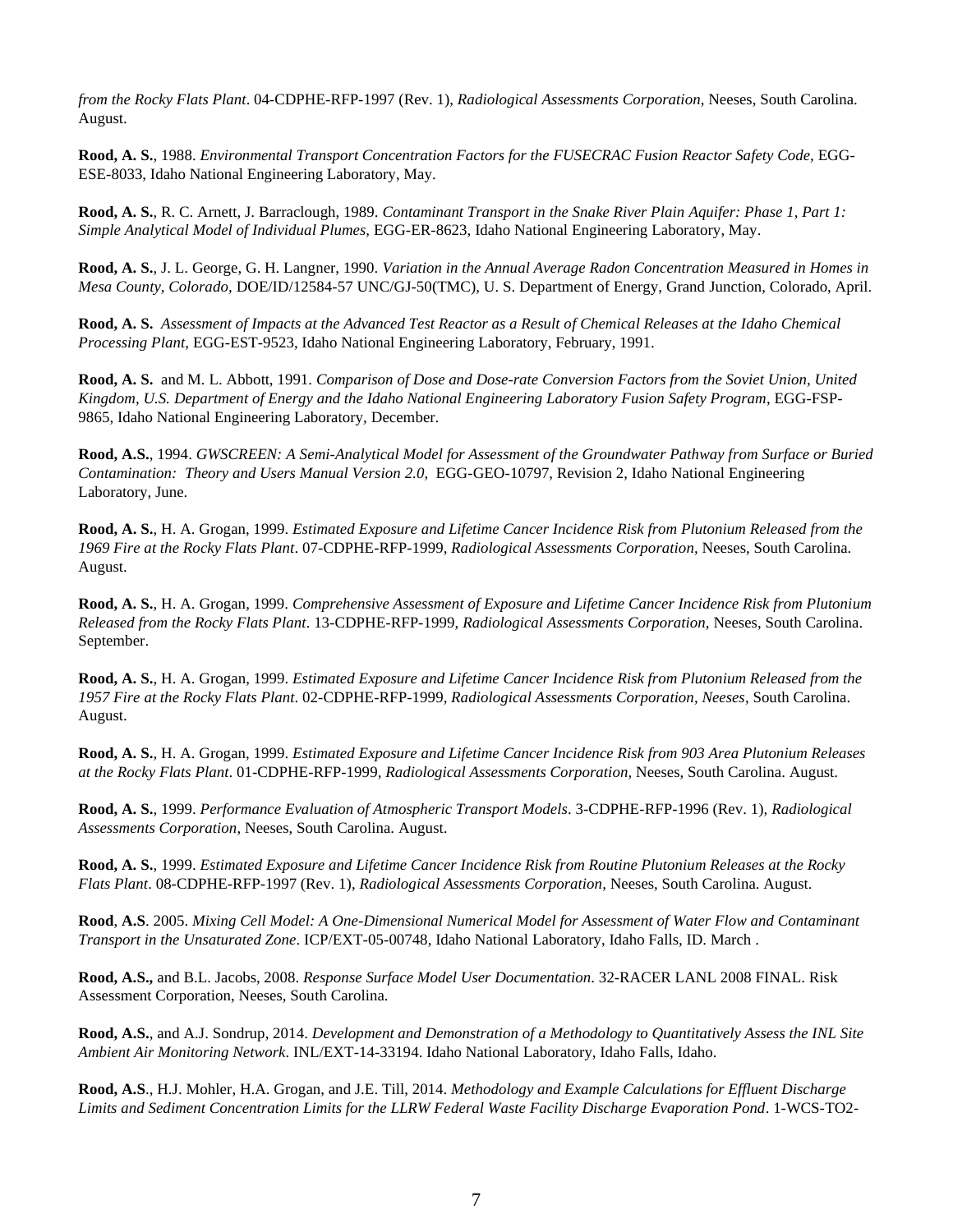*from the Rocky Flats Plant*. 04-CDPHE-RFP-1997 (Rev. 1), *Radiological Assessments Corporation*, Neeses, South Carolina. August.

**Rood, A. S.**, 1988. *Environmental Transport Concentration Factors for the FUSECRAC Fusion Reactor Safety Code*, EGG-ESE-8033, Idaho National Engineering Laboratory, May.

**Rood, A. S.**, R. C. Arnett, J. Barraclough, 1989. *Contaminant Transport in the Snake River Plain Aquifer: Phase 1, Part 1: Simple Analytical Model of Individual Plumes,* EGG-ER-8623, Idaho National Engineering Laboratory, May.

**Rood, A. S.**, J. L. George, G. H. Langner, 1990. *Variation in the Annual Average Radon Concentration Measured in Homes in Mesa County, Colorado,* DOE/ID/12584-57 UNC/GJ-50(TMC), U. S. Department of Energy, Grand Junction, Colorado, April.

**Rood, A. S.** *Assessment of Impacts at the Advanced Test Reactor as a Result of Chemical Releases at the Idaho Chemical Processing Plant*, EGG-EST-9523, Idaho National Engineering Laboratory, February, 1991.

**Rood, A. S.** and M. L. Abbott, 1991. *Comparison of Dose and Dose-rate Conversion Factors from the Soviet Union, United Kingdom, U.S. Department of Energy and the Idaho National Engineering Laboratory Fusion Safety Program*, EGG-FSP-9865, Idaho National Engineering Laboratory, December.

**Rood, A.S.**, 1994. *GWSCREEN: A Semi-Analytical Model for Assessment of the Groundwater Pathway from Surface or Buried Contamination: Theory and Users Manual Version 2.0,* EGG-GEO-10797, Revision 2, Idaho National Engineering Laboratory, June.

**Rood, A. S.**, H. A. Grogan, 1999. *Estimated Exposure and Lifetime Cancer Incidence Risk from Plutonium Released from the 1969 Fire at the Rocky Flats Plant*. 07-CDPHE-RFP-1999, *Radiological Assessments Corporation*, Neeses, South Carolina. August.

**Rood, A. S.**, H. A. Grogan, 1999. *Comprehensive Assessment of Exposure and Lifetime Cancer Incidence Risk from Plutonium Released from the Rocky Flats Plant*. 13-CDPHE-RFP-1999, *Radiological Assessments Corporation,* Neeses, South Carolina. September.

**Rood, A. S.**, H. A. Grogan, 1999. *Estimated Exposure and Lifetime Cancer Incidence Risk from Plutonium Released from the 1957 Fire at the Rocky Flats Plant*. 02-CDPHE-RFP-1999, *Radiological Assessments Corporation, Neeses*, South Carolina. August.

**Rood, A. S.**, H. A. Grogan, 1999. *Estimated Exposure and Lifetime Cancer Incidence Risk from 903 Area Plutonium Releases at the Rocky Flats Plant*. 01-CDPHE-RFP-1999, *Radiological Assessments Corporation,* Neeses, South Carolina. August.

**Rood, A. S.**, 1999. *Performance Evaluation of Atmospheric Transport Models*. 3-CDPHE-RFP-1996 (Rev. 1), *Radiological Assessments Corporation*, Neeses, South Carolina. August.

**Rood, A. S.**, 1999. *Estimated Exposure and Lifetime Cancer Incidence Risk from Routine Plutonium Releases at the Rocky Flats Plant*. 08-CDPHE-RFP-1997 (Rev. 1), *Radiological Assessments Corporation*, Neeses, South Carolina. August.

**Rood**, **A.S**. 2005. *Mixing Cell Model: A One-Dimensional Numerical Model for Assessment of Water Flow and Contaminant Transport in the Unsaturated Zone*. ICP/EXT-05-00748, Idaho National Laboratory, Idaho Falls, ID. March .

**Rood, A.S.,** and B.L. Jacobs, 2008. *Response Surface Model User Documentation*. 32-RACER LANL 2008 FINAL. Risk Assessment Corporation, Neeses, South Carolina.

**Rood, A.S.**, and A.J. Sondrup, 2014. *Development and Demonstration of a Methodology to Quantitatively Assess the INL Site Ambient Air Monitoring Network*. INL/EXT-14-33194. Idaho National Laboratory, Idaho Falls, Idaho.

**Rood, A.S**., H.J. Mohler, H.A. Grogan, and J.E. Till, 2014. *Methodology and Example Calculations for Effluent Discharge Limits and Sediment Concentration Limits for the LLRW Federal Waste Facility Discharge Evaporation Pond*. 1-WCS-TO2-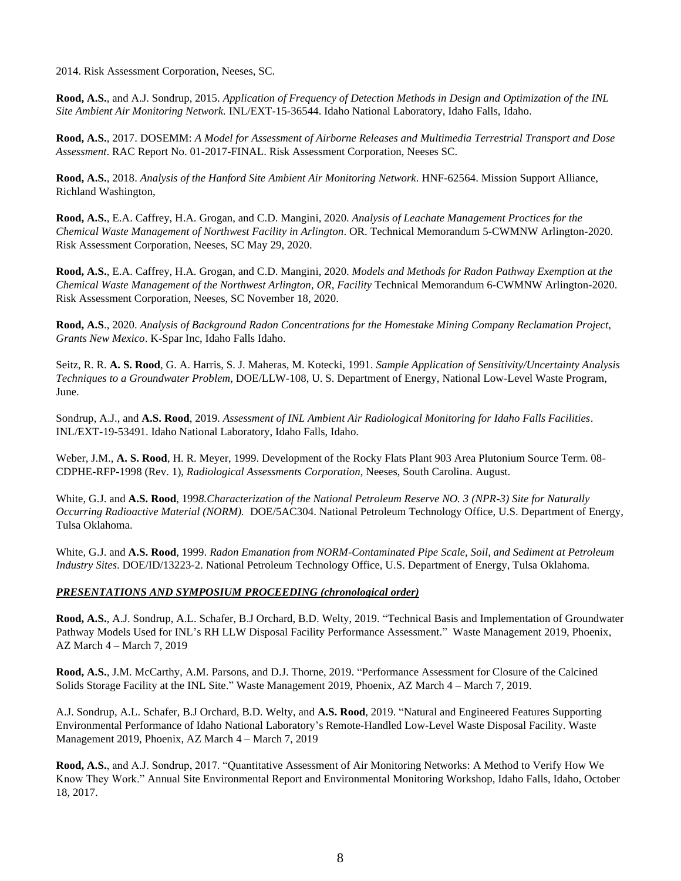2014. Risk Assessment Corporation, Neeses, SC.

**Rood, A.S.**, and A.J. Sondrup, 2015. *Application of Frequency of Detection Methods in Design and Optimization of the INL Site Ambient Air Monitoring Network.* INL/EXT-15-36544. Idaho National Laboratory, Idaho Falls, Idaho.

**Rood, A.S.**, 2017. DOSEMM: *A Model for Assessment of Airborne Releases and Multimedia Terrestrial Transport and Dose Assessment*. RAC Report No. 01-2017-FINAL. Risk Assessment Corporation, Neeses SC.

**Rood, A.S.**, 2018. *Analysis of the Hanford Site Ambient Air Monitoring Network*. HNF-62564. Mission Support Alliance, Richland Washington,

**Rood, A.S.**, E.A. Caffrey, H.A. Grogan, and C.D. Mangini, 2020. *Analysis of Leachate Management Proctices for the Chemical Waste Management of Northwest Facility in Arlington*. OR. Technical Memorandum 5-CWMNW Arlington-2020. Risk Assessment Corporation, Neeses, SC May 29, 2020.

**Rood, A.S.**, E.A. Caffrey, H.A. Grogan, and C.D. Mangini, 2020. *Models and Methods for Radon Pathway Exemption at the Chemical Waste Management of the Northwest Arlington, OR, Facility* Technical Memorandum 6-CWMNW Arlington-2020. Risk Assessment Corporation, Neeses, SC November 18, 2020.

**Rood, A.S**., 2020. *Analysis of Background Radon Concentrations for the Homestake Mining Company Reclamation Project, Grants New Mexico*. K-Spar Inc, Idaho Falls Idaho.

Seitz, R. R. **A. S. Rood**, G. A. Harris, S. J. Maheras, M. Kotecki, 1991. *Sample Application of Sensitivity/Uncertainty Analysis Techniques to a Groundwater Problem*, DOE/LLW-108, U. S. Department of Energy, National Low-Level Waste Program, June.

Sondrup, A.J., and **A.S. Rood**, 2019. *Assessment of INL Ambient Air Radiological Monitoring for Idaho Falls Facilities*. INL/EXT-19-53491. Idaho National Laboratory, Idaho Falls, Idaho.

Weber, J.M., **A. S. Rood**, H. R. Meyer, 1999. Development of the Rocky Flats Plant 903 Area Plutonium Source Term. 08-CDPHE-RFP-1998 (Rev. 1), *Radiological Assessments Corporation*, Neeses, South Carolina. August.

White, G.J. and **A.S. Rood**, 199*8.Characterization of the National Petroleum Reserve NO. 3 (NPR-3) Site for Naturally Occurring Radioactive Material (NORM).* DOE/5AC304. National Petroleum Technology Office, U.S. Department of Energy, Tulsa Oklahoma.

White, G.J. and **A.S. Rood**, 1999. *Radon Emanation from NORM-Contaminated Pipe Scale, Soil, and Sediment at Petroleum Industry Sites*. DOE/ID/13223-2. National Petroleum Technology Office, U.S. Department of Energy, Tulsa Oklahoma.

## ***PRESENTATIONS AND SYMPOSIUM PROCEEDING (chronological order)***

**Rood, A.S.**, A.J. Sondrup, A.L. Schafer, B.J Orchard, B.D. Welty, 2019. "Technical Basis and Implementation of Groundwater Pathway Models Used for INL's RH LLW Disposal Facility Performance Assessment." Waste Management 2019, Phoenix, AZ March 4 – March 7, 2019

**Rood, A.S.**, J.M. McCarthy, A.M. Parsons, and D.J. Thorne, 2019. "Performance Assessment for Closure of the Calcined Solids Storage Facility at the INL Site." Waste Management 2019, Phoenix, AZ March 4 – March 7, 2019.

A.J. Sondrup, A.L. Schafer, B.J Orchard, B.D. Welty, and **A.S. Rood**, 2019. "Natural and Engineered Features Supporting Environmental Performance of Idaho National Laboratory's Remote-Handled Low-Level Waste Disposal Facility. Waste Management 2019, Phoenix, AZ March 4 – March 7, 2019

**Rood, A.S.**, and A.J. Sondrup, 2017. "Quantitative Assessment of Air Monitoring Networks: A Method to Verify How We Know They Work." Annual Site Environmental Report and Environmental Monitoring Workshop, Idaho Falls, Idaho, October 18, 2017.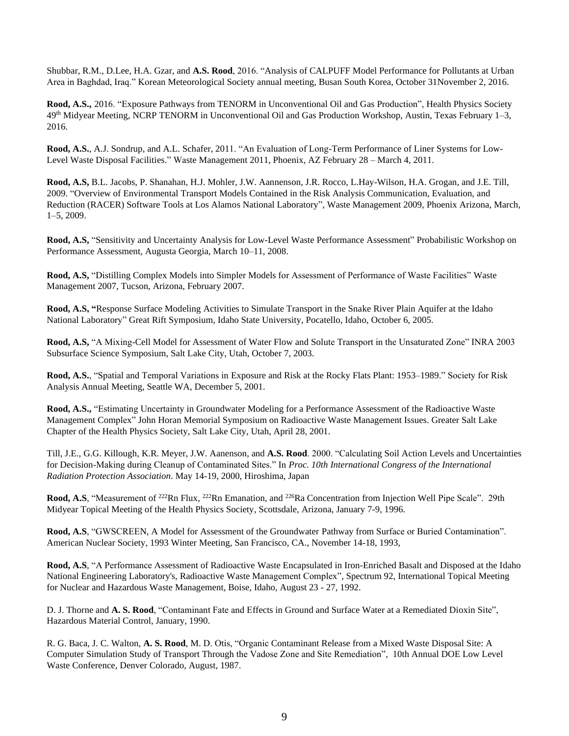Shubbar, R.M., D.Lee, H.A. Gzar, and **A.S. Rood**, 2016. "Analysis of CALPUFF Model Performance for Pollutants at Urban Area in Baghdad, Iraq." Korean Meteorological Society annual meeting, Busan South Korea, October 31November 2, 2016.

**Rood, A.S.,** 2016. "Exposure Pathways from TENORM in Unconventional Oil and Gas Production", Health Physics Society 49th Midyear Meeting, NCRP TENORM in Unconventional Oil and Gas Production Workshop, Austin, Texas February 1–3, 2016.

**Rood, A.S.**, A.J. Sondrup, and A.L. Schafer, 2011. "An Evaluation of Long-Term Performance of Liner Systems for Low-Level Waste Disposal Facilities." Waste Management 2011, Phoenix, AZ February 28 – March 4, 2011.

**Rood, A.S,** B.L. Jacobs, P. Shanahan, H.J. Mohler, J.W. Aannenson, J.R. Rocco, L.Hay-Wilson, H.A. Grogan, and J.E. Till, 2009. "Overview of Environmental Transport Models Contained in the Risk Analysis Communication, Evaluation, and Reduction (RACER) Software Tools at Los Alamos National Laboratory", Waste Management 2009, Phoenix Arizona, March, 1–5, 2009.

**Rood, A.S,** "Sensitivity and Uncertainty Analysis for Low-Level Waste Performance Assessment" Probabilistic Workshop on Performance Assessment, Augusta Georgia, March 10–11, 2008.

**Rood, A.S,** "Distilling Complex Models into Simpler Models for Assessment of Performance of Waste Facilities" Waste Management 2007, Tucson, Arizona, February 2007.

**Rood, A.S, "**Response Surface Modeling Activities to Simulate Transport in the Snake River Plain Aquifer at the Idaho National Laboratory" Great Rift Symposium, Idaho State University, Pocatello, Idaho, October 6, 2005.

**Rood, A.S,** "A Mixing-Cell Model for Assessment of Water Flow and Solute Transport in the Unsaturated Zone" INRA 2003 Subsurface Science Symposium, Salt Lake City, Utah, October 7, 2003.

**Rood, A.S.**, "Spatial and Temporal Variations in Exposure and Risk at the Rocky Flats Plant: 1953–1989." Society for Risk Analysis Annual Meeting, Seattle WA, December 5, 2001.

**Rood, A.S.,** "Estimating Uncertainty in Groundwater Modeling for a Performance Assessment of the Radioactive Waste Management Complex" John Horan Memorial Symposium on Radioactive Waste Management Issues. Greater Salt Lake Chapter of the Health Physics Society, Salt Lake City, Utah, April 28, 2001.

Till, J.E., G.G. Killough, K.R. Meyer, J.W. Aanenson, and **A.S. Rood**. 2000. "Calculating Soil Action Levels and Uncertainties for Decision-Making during Cleanup of Contaminated Sites." In *Proc. 10th International Congress of the International Radiation Protection Association*. May 14-19, 2000, Hiroshima, Japan

**Rood, A.S**, "Measurement of $^{222}Rn$ Flux, $^{222}Rn$ Emanation, and $^{226}Ra$ Concentration from Injection Well Pipe Scale". 29th Midyear Topical Meeting of the Health Physics Society, Scottsdale, Arizona, January 7-9, 1996.

**Rood, A.S**, "GWSCREEN, A Model for Assessment of the Groundwater Pathway from Surface or Buried Contamination". American Nuclear Society, 1993 Winter Meeting, San Francisco, CA., November 14-18, 1993,

**Rood, A.S**, "A Performance Assessment of Radioactive Waste Encapsulated in Iron-Enriched Basalt and Disposed at the Idaho National Engineering Laboratory's, Radioactive Waste Management Complex", Spectrum 92, International Topical Meeting for Nuclear and Hazardous Waste Management, Boise, Idaho, August 23 - 27, 1992.

D. J. Thorne and **A. S. Rood**, "Contaminant Fate and Effects in Ground and Surface Water at a Remediated Dioxin Site", Hazardous Material Control, January, 1990.

R. G. Baca, J. C. Walton, **A. S. Rood**, M. D. Otis, "Organic Contaminant Release from a Mixed Waste Disposal Site: A Computer Simulation Study of Transport Through the Vadose Zone and Site Remediation", 10th Annual DOE Low Level Waste Conference, Denver Colorado, August, 1987.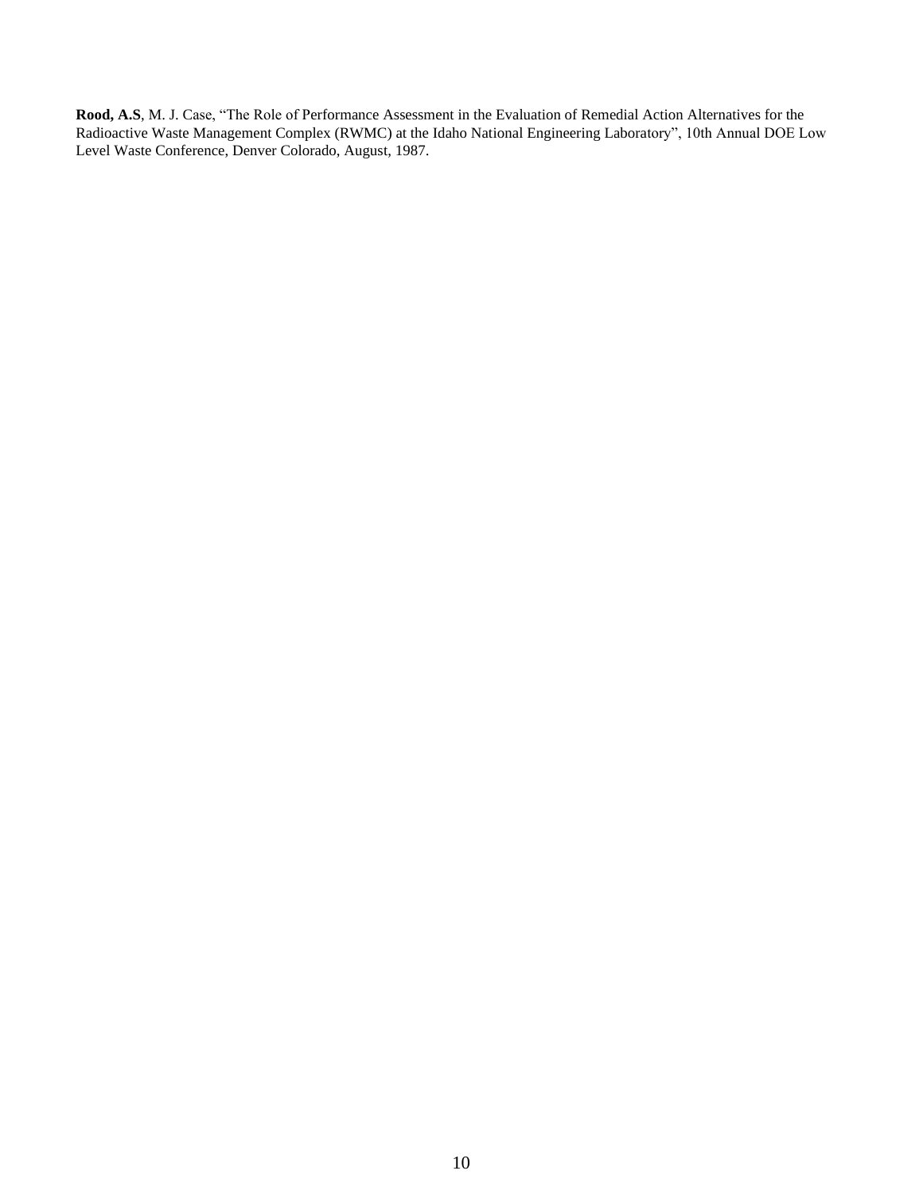**Rood, A.S**, M. J. Case, "The Role of Performance Assessment in the Evaluation of Remedial Action Alternatives for the Radioactive Waste Management Complex (RWMC) at the Idaho National Engineering Laboratory", 10th Annual DOE Low Level Waste Conference, Denver Colorado, August, 1987.